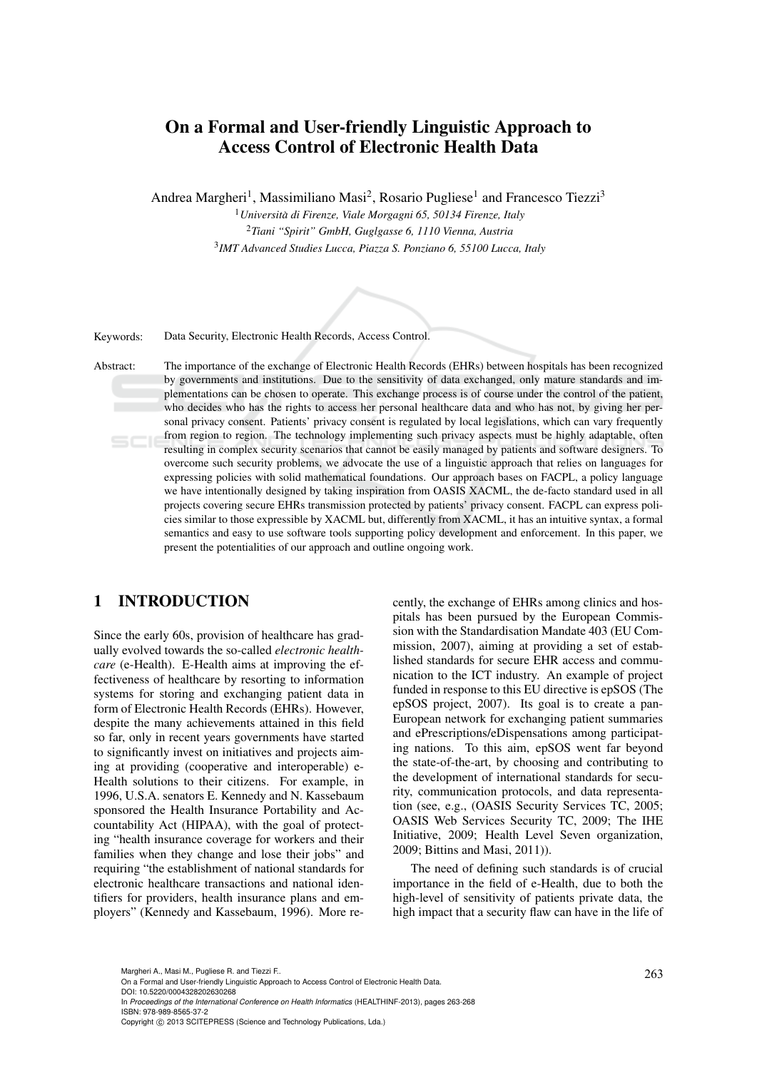# On a Formal and User-friendly Linguistic Approach to Access Control of Electronic Health Data

Andrea Margheri[1], Massimiliano Masi[2], Rosario Pugliese[1] and Francesco Tiezzi[3]

[1]*Università di Firenze, Viale Morgagni 65, 50134 Firenze, Italy*

[2]*Tiani "Spirit" GmbH, Guglgasse 6, 1110 Vienna, Austria*

[3]*IMT Advanced Studies Lucca, Piazza S. Ponziano 6, 55100 Lucca, Italy*

Keywords: Data Security, Electronic Health Records, Access Control.

Abstract: The importance of the exchange of Electronic Health Records (EHRs) between hospitals has been recognized by governments and institutions. Due to the sensitivity of data exchanged, only mature standards and implementations can be chosen to operate. This exchange process is of course under the control of the patient, who decides who has the rights to access her personal healthcare data and who has not, by giving her personal privacy consent. Patients' privacy consent is regulated by local legislations, which can vary frequently from region to region. The technology implementing such privacy aspects must be highly adaptable, often resulting in complex security scenarios that cannot be easily managed by patients and software designers. To overcome such security problems, we advocate the use of a linguistic approach that relies on languages for expressing policies with solid mathematical foundations. Our approach bases on FACPL, a policy language we have intentionally designed by taking inspiration from OASIS XACML, the de-facto standard used in all projects covering secure EHRs transmission protected by patients' privacy consent. FACPL can express policies similar to those expressible by XACML but, differently from XACML, it has an intuitive syntax, a formal semantics and easy to use software tools supporting policy development and enforcement. In this paper, we present the potentialities of our approach and outline ongoing work.

## 1 INTRODUCTION

Since the early 60s, provision of healthcare has gradually evolved towards the so-called *electronic healthcare* (e-Health). E-Health aims at improving the effectiveness of healthcare by resorting to information systems for storing and exchanging patient data in form of Electronic Health Records (EHRs). However, despite the many achievements attained in this field so far, only in recent years governments have started to significantly invest on initiatives and projects aiming at providing (cooperative and interoperable) e-Health solutions to their citizens. For example, in 1996, U.S.A. senators E. Kennedy and N. Kassebaum sponsored the Health Insurance Portability and Accountability Act (HIPAA), with the goal of protecting "health insurance coverage for workers and their families when they change and lose their jobs" and requiring "the establishment of national standards for electronic healthcare transactions and national identifiers for providers, health insurance plans and employers" (Kennedy and Kassebaum, 1996). More recently, the exchange of EHRs among clinics and hospitals has been pursued by the European Commission with the Standardisation Mandate 403 (EU Commission, 2007), aiming at providing a set of established standards for secure EHR access and communication to the ICT industry. An example of project funded in response to this EU directive is epSOS (The epSOS project, 2007). Its goal is to create a pan-European network for exchanging patient summaries and ePrescriptions/eDispensations among participating nations. To this aim, epSOS went far beyond the state-of-the-art, by choosing and contributing to the development of international standards for security, communication protocols, and data representation (see, e.g., (OASIS Security Services TC, 2005; OASIS Web Services Security TC, 2009; The IHE Initiative, 2009; Health Level Seven organization, 2009; Bittins and Masi, 2011)).

The need of defining such standards is of crucial importance in the field of e-Health, due to both the high-level of sensitivity of patients private data, the high impact that a security flaw can have in the life of

Margheri A., Masi M., Pugliese R. and Tiezzi F..
On a Formal and User-friendly Linguistic Approach to Access Control of Electronic Health Data.
DOI: 10.5220/0004328202630268
In *Proceedings of the International Conference on Health Informatics* (HEALTHINF-2013), pages 263-268
ISBN: 978-989-8565-37-2
Copyright © 2013 SCITEPRESS (Science and Technology Publications, Lda.)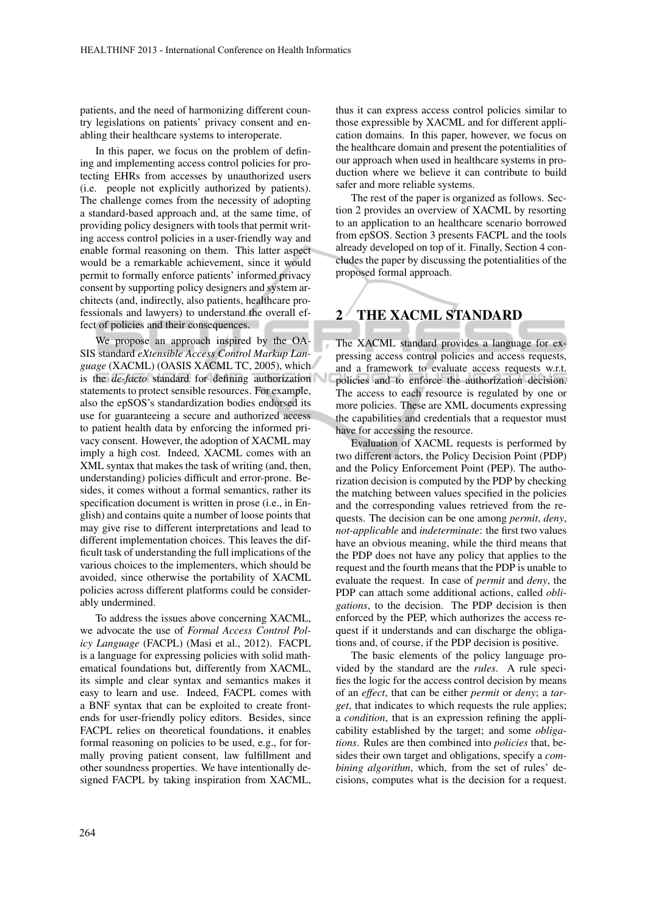patients, and the need of harmonizing different country legislations on patients' privacy consent and enabling their healthcare systems to interoperate.

In this paper, we focus on the problem of defining and implementing access control policies for protecting EHRs from accesses by unauthorized users (i.e. people not explicitly authorized by patients). The challenge comes from the necessity of adopting a standard-based approach and, at the same time, of providing policy designers with tools that permit writing access control policies in a user-friendly way and enable formal reasoning on them. This latter aspect would be a remarkable achievement, since it would permit to formally enforce patients' informed privacy consent by supporting policy designers and system architects (and, indirectly, also patients, healthcare professionals and lawyers) to understand the overall effect of policies and their consequences.

We propose an approach inspired by the OASIS standard *eXtensible Access Control Markup Language* (XACML) (OASIS XACML TC, 2005), which is the *de-facto* standard for defining authorization statements to protect sensible resources. For example, also the epSOS's standardization bodies endorsed its use for guaranteeing a secure and authorized access to patient health data by enforcing the informed privacy consent. However, the adoption of XACML may imply a high cost. Indeed, XACML comes with an XML syntax that makes the task of writing (and, then, understanding) policies difficult and error-prone. Besides, it comes without a formal semantics, rather its specification document is written in prose (i.e., in English) and contains quite a number of loose points that may give rise to different interpretations and lead to different implementation choices. This leaves the difficult task of understanding the full implications of the various choices to the implementers, which should be avoided, since otherwise the portability of XACML policies across different platforms could be considerably undermined.

To address the issues above concerning XACML, we advocate the use of *Formal Access Control Policy Language* (FACPL) (Masi et al., 2012). FACPL is a language for expressing policies with solid mathematical foundations but, differently from XACML, its simple and clear syntax and semantics makes it easy to learn and use. Indeed, FACPL comes with a BNF syntax that can be exploited to create front-ends for user-friendly policy editors. Besides, since FACPL relies on theoretical foundations, it enables formal reasoning on policies to be used, e.g., for formally proving patient consent, law fulfillment and other soundness properties. We have intentionally designed FACPL by taking inspiration from XACML, thus it can express access control policies similar to those expressible by XACML and for different application domains. In this paper, however, we focus on the healthcare domain and present the potentialities of our approach when used in healthcare systems in production where we believe it can contribute to build safer and more reliable systems.

The rest of the paper is organized as follows. Section 2 provides an overview of XACML by resorting to an application to an healthcare scenario borrowed from epSOS. Section 3 presents FACPL and the tools already developed on top of it. Finally, Section 4 concludes the paper by discussing the potentialities of the proposed formal approach.

## 2 THE XACML STANDARD

The XACML standard provides a language for expressing access control policies and access requests, and a framework to evaluate access requests w.r.t. policies and to enforce the authorization decision. The access to each resource is regulated by one or more policies. These are XML documents expressing the capabilities and credentials that a requestor must have for accessing the resource.

Evaluation of XACML requests is performed by two different actors, the Policy Decision Point (PDP) and the Policy Enforcement Point (PEP). The authorization decision is computed by the PDP by checking the matching between values specified in the policies and the corresponding values retrieved from the requests. The decision can be one among *permit*, *deny*, *not-applicable* and *indeterminate*: the first two values have an obvious meaning, while the third means that the PDP does not have any policy that applies to the request and the fourth means that the PDP is unable to evaluate the request. In case of *permit* and *deny*, the PDP can attach some additional actions, called *obligations*, to the decision. The PDP decision is then enforced by the PEP, which authorizes the access request if it understands and can discharge the obligations and, of course, if the PDP decision is positive.

The basic elements of the policy language provided by the standard are the *rules*. A rule specifies the logic for the access control decision by means of an *effect*, that can be either *permit* or *deny*; a *target*, that indicates to which requests the rule applies; a *condition*, that is an expression refining the applicability established by the target; and some *obligations*. Rules are then combined into *policies* that, besides their own target and obligations, specify a *combining algorithm*, which, from the set of rules' decisions, computes what is the decision for a request.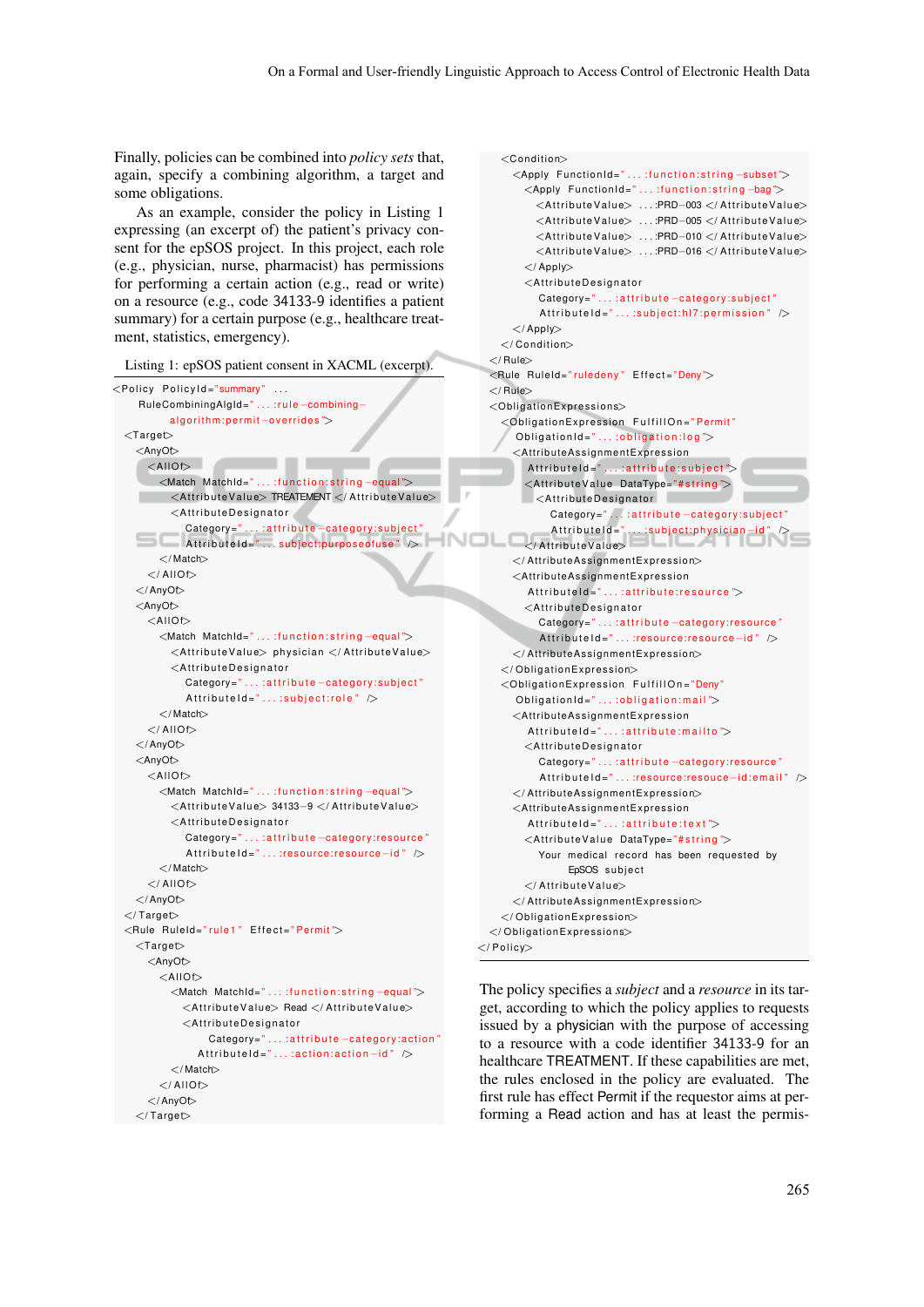Finally, policies can be combined into *policy sets* that, again, specify a combining algorithm, a target and some obligations.

As an example, consider the policy in Listing 1 expressing (an excerpt of) the patient's privacy consent for the epSOS project. In this project, each role (e.g., physician, nurse, pharmacist) has permissions for performing a certain action (e.g., read or write) on a resource (e.g., code 34133-9 identifies a patient summary) for a certain purpose (e.g., healthcare treatment, statistics, emergency).

Listing 1: epSOS patient consent in XACML (excerpt).

```
<Policy PolicyId="summary" ...
    RuleCombiningAlgId="...:rule-combining-
        algorithm:permit-overrides">
  <Target>
    <AnyOf>
      <AllOf>
        <Match MatchId="...:function:string-equal">
          <AttributeValue> TREATEMENT </AttributeValue>
          <AttributeDesignator
              Category="...:attribute-category:subject"
              AttributeId="...:subject:purposeofuse" />
        </Match>
      </AllOf>
    </AnyOf>
    <AnyOf>
      <AllOf>
        <Match MatchId="...:function:string-equal">
          <AttributeValue> physician </AttributeValue>
          <AttributeDesignator
              Category="...:attribute-category:subject"
              AttributeId="...:subject:role" />
        </Match>
      </AllOf>
    </AnyOf>
    <AnyOf>
      <AllOf>
        <Match MatchId="...:function:string-equal">
          <AttributeValue> 34133-9 </AttributeValue>
          <AttributeDesignator
              Category="...:attribute-category:resource"
              AttributeId="...:resource:resource-id" />
        </Match>
      </AllOf>
    </AnyOf>
  </Target>
  <Rule RuleId="rule1" Effect="Permit">
    <Target>
      <AnyOf>
        <AllOf>
          <Match MatchId="...:function:string-equal">
            <AttributeValue> Read </AttributeValue>
            <AttributeDesignator
                Category="...:attribute-category:action"
              AttributeId="...:action:action-id" />
          </Match>
        </AllOf>
      </AnyOf>
    </Target>
    <Condition>
      <Apply FunctionId="...:function:string-subset">
        <Apply FunctionId="...:function:string-bag">
          <AttributeValue> ...:PRD-003 </AttributeValue>
          <AttributeValue> ...:PRD-005 </AttributeValue>
          <AttributeValue> ...:PRD-010 </AttributeValue>
          <AttributeValue> ...:PRD-016 </AttributeValue>
        </Apply>
        <AttributeDesignator
            Category="...:attribute-category:subject"
            AttributeId="...:subject:hl7:permission" />
      </Apply>
    </Condition>
  </Rule>
  <Rule RuleId="ruledeny" Effect="Deny">
  </Rule>
  <ObligationExpressions>
    <ObligationExpression FulfillOn="Permit"
      ObligationId="...:obligation:log">
      <AttributeAssignmentExpression
        AttributeId="...:attribute:subject">
        <AttributeValue DataType="#string">
          <AttributeDesignator
            Category="...:attribute-category:subject"
            AttributeId="...:subject:physician-id" />
        </AttributeValue>
      </AttributeAssignmentExpression>
      <AttributeAssignmentExpression
        AttributeId="...:attribute:resource">
        <AttributeDesignator
          Category="...:attribute-category:resource"
          AttributeId="...:resource:resource-id" />
      </AttributeAssignmentExpression>
    </ObligationExpression>
    <ObligationExpression FulfillOn="Deny"
      ObligationId="...:obligation:mail">
      <AttributeAssignmentExpression
        AttributeId="...:attribute:mailto">
        <AttributeDesignator
          Category="...:attribute-category:resource"
          AttributeId="...:resource:resouce-id:email" />
      </AttributeAssignmentExpression>
      <AttributeAssignmentExpression
        AttributeId="...:attribute:text">
        <AttributeValue DataType="#string">
          Your medical record has been requested by
            EpSOS subject
        </AttributeValue>
      </AttributeAssignmentExpression>
    </ObligationExpression>
  </ObligationExpressions>
</Policy>
```

The policy specifies a *subject* and a *resource* in its target, according to which the policy applies to requests issued by a physician with the purpose of accessing to a resource with a code identifier 34133-9 for an healthcare TREATMENT. If these capabilities are met, the rules enclosed in the policy are evaluated. The first rule has effect Permit if the requestor aims at performing a Read action and has at least the permis-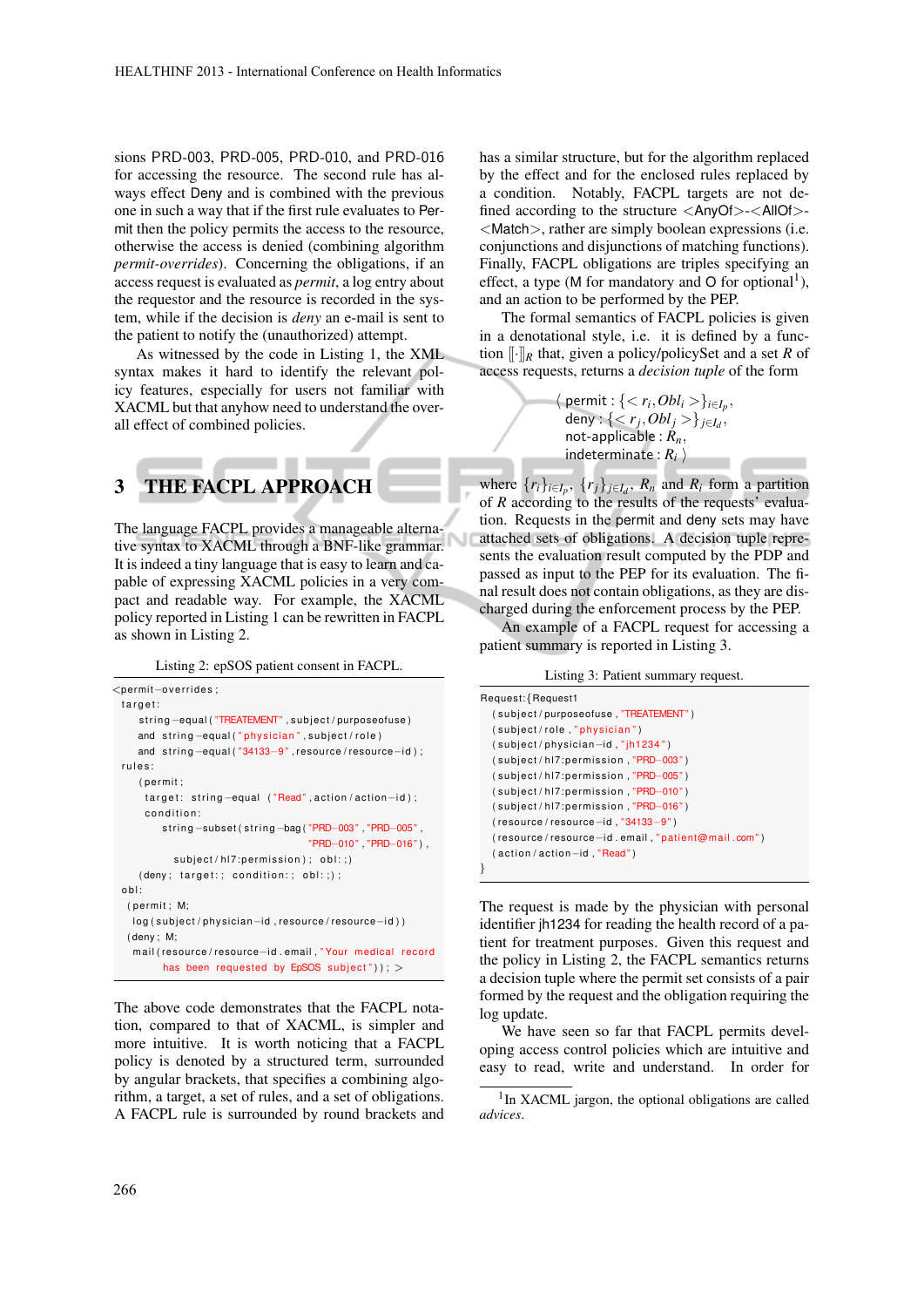sions PRD-003, PRD-005, PRD-010, and PRD-016 for accessing the resource. The second rule has always effect Deny and is combined with the previous one in such a way that if the first rule evaluates to Permit then the policy permits the access to the resource, otherwise the access is denied (combining algorithm *permit-overrides*). Concerning the obligations, if an access request is evaluated as *permit*, a log entry about the requestor and the resource is recorded in the system, while if the decision is *deny* an e-mail is sent to the patient to notify the (unauthorized) attempt.

As witnessed by the code in Listing 1, the XML syntax makes it hard to identify the relevant policy features, especially for users not familiar with XACML but that anyhow need to understand the overall effect of combined policies.

## 3 THE FACPL APPROACH

The language FACPL provides a manageable alternative syntax to XACML through a BNF-like grammar. It is indeed a tiny language that is easy to learn and capable of expressing XACML policies in a very compact and readable way. For example, the XACML policy reported in Listing 1 can be rewritten in FACPL as shown in Listing 2.

Listing 2: epSOS patient consent in FACPL.

```
<permit-overrides;
 target:
    string-equal("TREATEMENT",subject/purposeofuse)
    and string-equal("physician",subject/role)
    and string-equal("34133-9",resource/resource-id);
 rules:
    (permit;
     target: string-equal ("Read",action/action-id);
     condition:
        string-subset(string-bag("PRD-003","PRD-005",
                                "PRD-010","PRD-016"),
          subject/hl7:permission); obl:;)
    (deny; target:; condition:; obl:;);
 obl:
  (permit; M;
   log(subject/physician-id,resource/resource-id))
  (deny; M;
   mail(resource/resource-id.email,"Your medical record
        has been requested by EpSOS subject")); >
```

The above code demonstrates that the FACPL notation, compared to that of XACML, is simpler and more intuitive. It is worth noticing that a FACPL policy is denoted by a structured term, surrounded by angular brackets, that specifies a combining algorithm, a target, a set of rules, and a set of obligations. A FACPL rule is surrounded by round brackets and has a similar structure, but for the algorithm replaced by the effect and for the enclosed rules replaced by a condition. Notably, FACPL targets are not defined according to the structure <AnyOf>-<AllOf>-<Match>, rather are simply boolean expressions (i.e. conjunctions and disjunctions of matching functions). Finally, FACPL obligations are triples specifying an effect, a type (M for mandatory and O for optional[1]), and an action to be performed by the PEP.

The formal semantics of FACPL policies is given in a denotational style, i.e. it is defined by a function $[\![\cdot]\!]_R$ that, given a policy/policySet and a set $R$ of access requests, returns a *decision tuple* of the form

$$\langle \text{permit} : \{< r_i, Obl_i >\}_{i \in I_p},\ \text{deny} : \{< r_j, Obl_j >\}_{j \in I_d},\ \text{not-applicable} : R_n,\ \text{indeterminate} : R_i \rangle$$

where $\{r_i\}_{i \in I_p}$, $\{r_j\}_{j \in I_d}$, $R_n$ and $R_i$ form a partition of $R$ according to the results of the requests' evaluation. Requests in the permit and deny sets may have attached sets of obligations. A decision tuple represents the evaluation result computed by the PDP and passed as input to the PEP for its evaluation. The final result does not contain obligations, as they are discharged during the enforcement process by the PEP.

An example of a FACPL request for accessing a patient summary is reported in Listing 3.

Listing 3: Patient summary request.

```
Request:{Request1
   (subject/purposeofuse,"TREATEMENT")
   (subject/role,"physician")
   (subject/physician-id,"jh1234")
   (subject/hl7:permission,"PRD-003")
   (subject/hl7:permission,"PRD-005")
   (subject/hl7:permission,"PRD-010")
   (subject/hl7:permission,"PRD-016")
   (resource/resource-id,"34133-9")
   (resource/resource-id.email,"patient@mail.com")
   (action/action-id,"Read")
}
```

The request is made by the physician with personal identifier jh1234 for reading the health record of a patient for treatment purposes. Given this request and the policy in Listing 2, the FACPL semantics returns a decision tuple where the permit set consists of a pair formed by the request and the obligation requiring the log update.

We have seen so far that FACPL permits developing access control policies which are intuitive and easy to read, write and understand. In order for

[1] In XACML jargon, the optional obligations are called *advices*.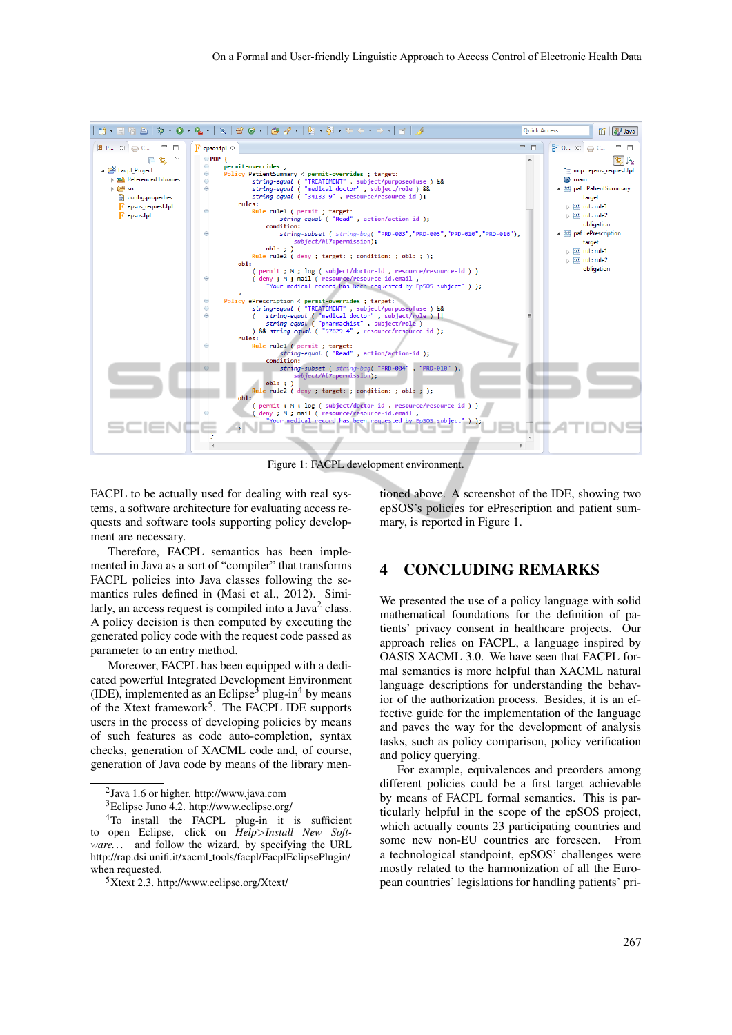Figure 1: FACPL development environment.

FACPL to be actually used for dealing with real systems, a software architecture for evaluating access requests and software tools supporting policy development are necessary.

Therefore, FACPL semantics has been implemented in Java as a sort of "compiler" that transforms FACPL policies into Java classes following the semantics rules defined in (Masi et al., 2012). Similarly, an access request is compiled into a Java[2] class. A policy decision is then computed by executing the generated policy code with the request code passed as parameter to an entry method.

Moreover, FACPL has been equipped with a dedicated powerful Integrated Development Environment (IDE), implemented as an Eclipse[3] plug-in[4] by means of the Xtext framework[5]. The FACPL IDE supports users in the process of developing policies by means of such features as code auto-completion, syntax checks, generation of XACML code and, of course, generation of Java code by means of the library mentioned above. A screenshot of the IDE, showing two epSOS's policies for ePrescription and patient summary, is reported in Figure 1.

## 4 CONCLUDING REMARKS

We presented the use of a policy language with solid mathematical foundations for the definition of patients' privacy consent in healthcare projects. Our approach relies on FACPL, a language inspired by OASIS XACML 3.0. We have seen that FACPL formal semantics is more helpful than XACML natural language descriptions for understanding the behavior of the authorization process. Besides, it is an effective guide for the implementation of the language and paves the way for the development of analysis tasks, such as policy comparison, policy verification and policy repairing.

For example, equivalences and preorders among different policies could be a first target achievable by means of FACPL formal semantics. This is particularly helpful in the scope of the epSOS project, which actually counts 23 participating countries and some new non-EU countries are foreseen. From a technological standpoint, epSOS' challenges were mostly related to the harmonization of all the European countries' legislations for handling patients' pri-

---

[2] Java 1.6 or higher. http://www.java.com

[3] Eclipse Juno 4.2. http://www.eclipse.org/

[4] To install the FACPL plug-in it is sufficient to open Eclipse, click on *Help>Install New Software...* and follow the wizard, by specifying the URL http://rap.dsi.unifi.it/xacml_tools/facpl/FacplEclipsePlugin/ when requested.

[5] Xtext 2.3. http://www.eclipse.org/Xtext/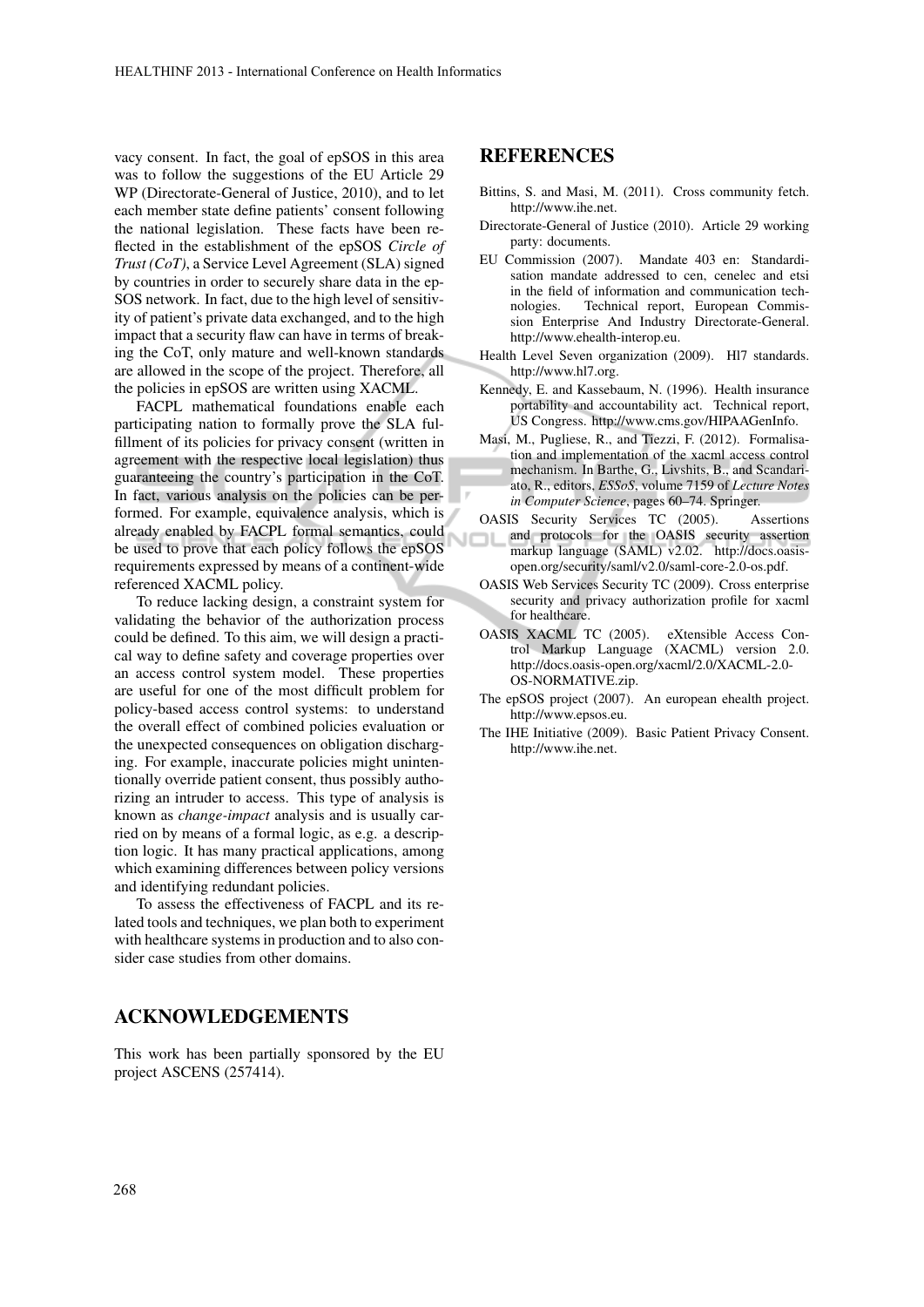vacy consent. In fact, the goal of epSOS in this area was to follow the suggestions of the EU Article 29 WP (Directorate-General of Justice, 2010), and to let each member state define patients' consent following the national legislation. These facts have been reflected in the establishment of the epSOS *Circle of Trust (CoT)*, a Service Level Agreement (SLA) signed by countries in order to securely share data in the epSOS network. In fact, due to the high level of sensitivity of patient's private data exchanged, and to the high impact that a security flaw can have in terms of breaking the CoT, only mature and well-known standards are allowed in the scope of the project. Therefore, all the policies in epSOS are written using XACML.

FACPL mathematical foundations enable each participating nation to formally prove the SLA fulfillment of its policies for privacy consent (written in agreement with the respective local legislation) thus guaranteeing the country's participation in the CoT. In fact, various analysis on the policies can be performed. For example, equivalence analysis, which is already enabled by FACPL formal semantics, could be used to prove that each policy follows the epSOS requirements expressed by means of a continent-wide referenced XACML policy.

To reduce lacking design, a constraint system for validating the behavior of the authorization process could be defined. To this aim, we will design a practical way to define safety and coverage properties over an access control system model. These properties are useful for one of the most difficult problem for policy-based access control systems: to understand the overall effect of combined policies evaluation or the unexpected consequences on obligation discharging. For example, inaccurate policies might unintentionally override patient consent, thus possibly authorizing an intruder to access. This type of analysis is known as *change-impact* analysis and is usually carried on by means of a formal logic, as e.g. a description logic. It has many practical applications, among which examining differences between policy versions and identifying redundant policies.

To assess the effectiveness of FACPL and its related tools and techniques, we plan both to experiment with healthcare systems in production and to also consider case studies from other domains.

## ACKNOWLEDGEMENTS

This work has been partially sponsored by the EU project ASCENS (257414).

## REFERENCES

Bittins, S. and Masi, M. (2011). Cross community fetch. http://www.ihe.net.

Directorate-General of Justice (2010). Article 29 working party: documents.

EU Commission (2007). Mandate 403 en: Standardisation mandate addressed to cen, cenelec and etsi in the field of information and communication technologies. Technical report, European Commission Enterprise And Industry Directorate-General. http://www.ehealth-interop.eu.

Health Level Seven organization (2009). Hl7 standards. http://www.hl7.org.

Kennedy, E. and Kassebaum, N. (1996). Health insurance portability and accountability act. Technical report, US Congress. http://www.cms.gov/HIPAAGenInfo.

Masi, M., Pugliese, R., and Tiezzi, F. (2012). Formalisation and implementation of the xacml access control mechanism. In Barthe, G., Livshits, B., and Scandariato, R., editors, *ESSoS*, volume 7159 of *Lecture Notes in Computer Science*, pages 60–74. Springer.

OASIS Security Services TC (2005). Assertions and protocols for the OASIS security assertion markup language (SAML) v2.02. http://docs.oasis-open.org/security/saml/v2.0/saml-core-2.0-os.pdf.

OASIS Web Services Security TC (2009). Cross enterprise security and privacy authorization profile for xacml for healthcare.

OASIS XACML TC (2005). eXtensible Access Control Markup Language (XACML) version 2.0. http://docs.oasis-open.org/xacml/2.0/XACML-2.0-OS-NORMATIVE.zip.

The epSOS project (2007). An european ehealth project. http://www.epsos.eu.

The IHE Initiative (2009). Basic Patient Privacy Consent. http://www.ihe.net.